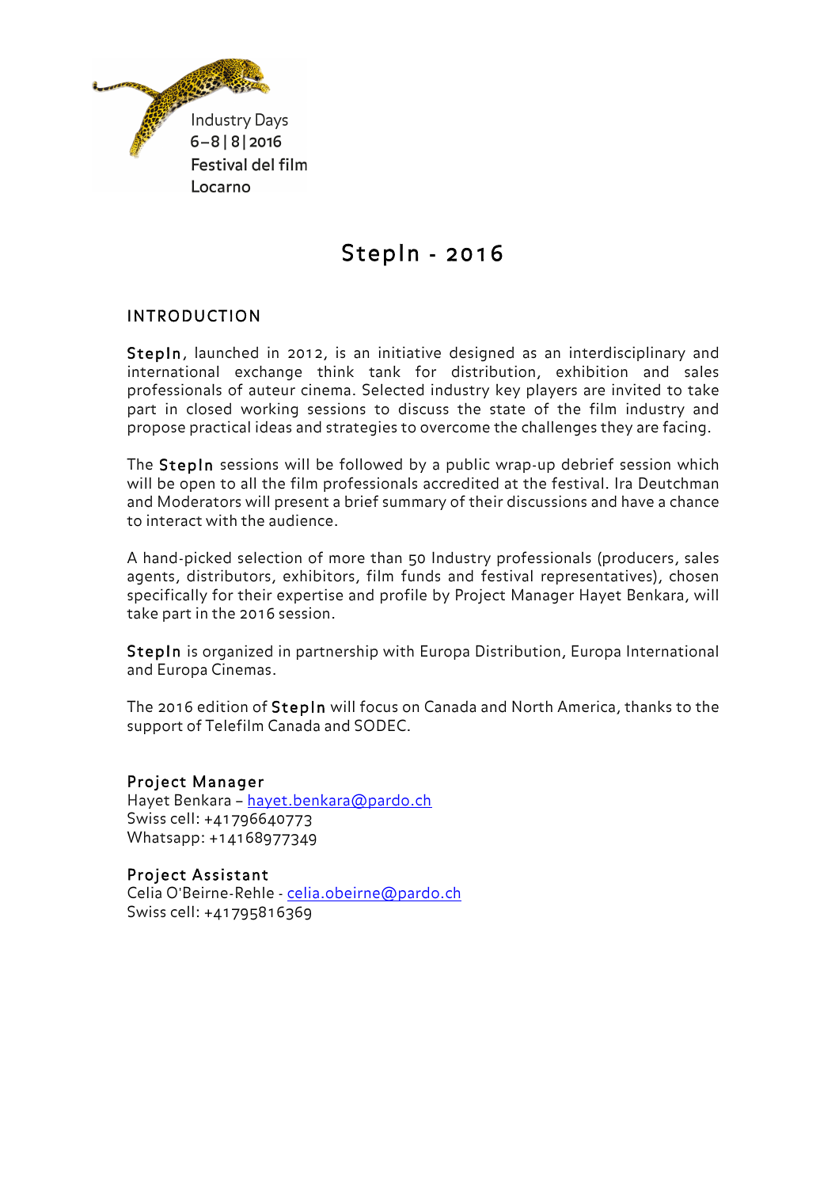Industry Days
6–8 | 8 | 2016
Festival del film
Locarno

# StepIn - 2016

## INTRODUCTION

**StepIn**, launched in 2012, is an initiative designed as an interdisciplinary and international exchange think tank for distribution, exhibition and sales professionals of auteur cinema. Selected industry key players are invited to take part in closed working sessions to discuss the state of the film industry and propose practical ideas and strategies to overcome the challenges they are facing.

The **StepIn** sessions will be followed by a public wrap-up debrief session which will be open to all the film professionals accredited at the festival. Ira Deutchman and Moderators will present a brief summary of their discussions and have a chance to interact with the audience.

A hand-picked selection of more than 50 Industry professionals (producers, sales agents, distributors, exhibitors, film funds and festival representatives), chosen specifically for their expertise and profile by Project Manager Hayet Benkara, will take part in the 2016 session.

**StepIn** is organized in partnership with Europa Distribution, Europa International and Europa Cinemas.

The 2016 edition of **StepIn** will focus on Canada and North America, thanks to the support of Telefilm Canada and SODEC.

**Project Manager**
Hayet Benkara – hayet.benkara@pardo.ch
Swiss cell: +41796640773
Whatsapp: +14168977349

**Project Assistant**
Celia O'Beirne-Rehle - celia.obeirne@pardo.ch
Swiss cell: +41795816369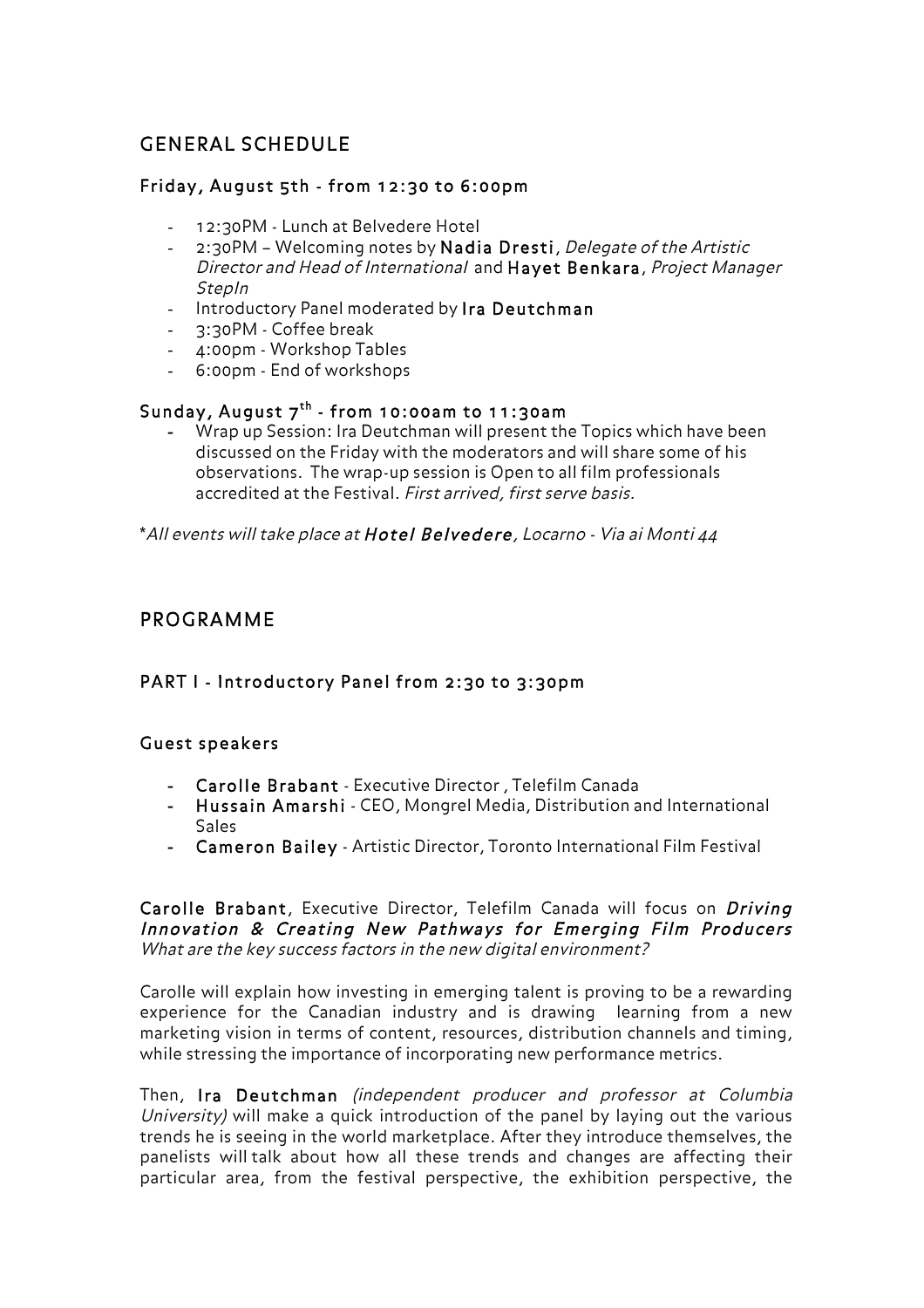## GENERAL SCHEDULE

### Friday, August 5th - from 12:30 to 6:00pm

- 12:30PM - Lunch at Belvedere Hotel
- 2:30PM – Welcoming notes by **Nadia Dresti**, *Delegate of the Artistic Director and Head of International* and **Hayet Benkara**, *Project Manager StepIn*
- Introductory Panel moderated by **Ira Deutchman**
- 3:30PM - Coffee break
- 4:00pm - Workshop Tables
- 6:00pm - End of workshops

### Sunday, August 7th - from 10:00am to 11:30am

- Wrap up Session: Ira Deutchman will present the Topics which have been discussed on the Friday with the moderators and will share some of his observations. The wrap-up session is Open to all film professionals accredited at the Festival. *First arrived, first serve basis.*

*\*All events will take place at* ***Hotel Belvedere****, Locarno - Via ai Monti 44*

## PROGRAMME

### PART I - Introductory Panel from 2:30 to 3:30pm

### Guest speakers

- **Carolle Brabant** - Executive Director , Telefilm Canada
- **Hussain Amarshi** - CEO, Mongrel Media, Distribution and International Sales
- **Cameron Bailey** - Artistic Director, Toronto International Film Festival

**Carolle Brabant**, Executive Director, Telefilm Canada will focus on ***Driving Innovation & Creating New Pathways for Emerging Film Producers***
*What are the key success factors in the new digital environment?*

Carolle will explain how investing in emerging talent is proving to be a rewarding experience for the Canadian industry and is drawing learning from a new marketing vision in terms of content, resources, distribution channels and timing, while stressing the importance of incorporating new performance metrics.

Then, **Ira Deutchman** *(independent producer and professor at Columbia University)* will make a quick introduction of the panel by laying out the various trends he is seeing in the world marketplace. After they introduce themselves, the panelists will talk about how all these trends and changes are affecting their particular area, from the festival perspective, the exhibition perspective, the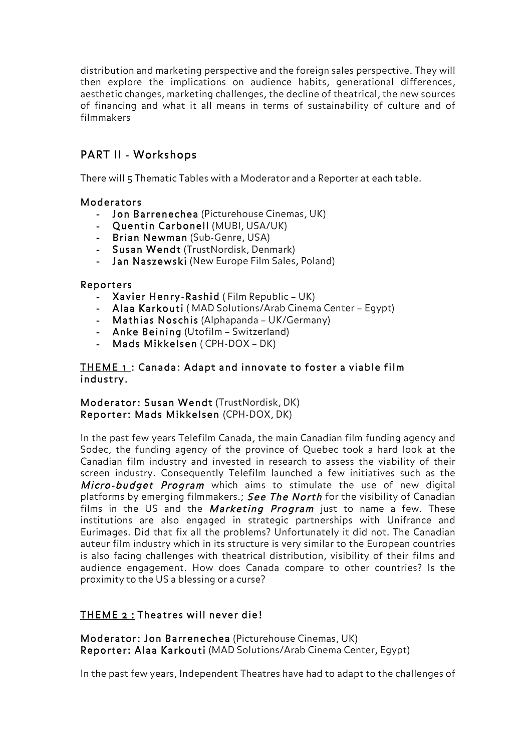distribution and marketing perspective and the foreign sales perspective. They will then explore the implications on audience habits, generational differences, aesthetic changes, marketing challenges, the decline of theatrical, the new sources of financing and what it all means in terms of sustainability of culture and of filmmakers

## PART II - Workshops

There will 5 Thematic Tables with a Moderator and a Reporter at each table.

### Moderators

- **Jon Barrenechea** (Picturehouse Cinemas, UK)
- **Quentin Carbonell** (MUBI, USA/UK)
- **Brian Newman** (Sub-Genre, USA)
- **Susan Wendt** (TrustNordisk, Denmark)
- **Jan Naszewski** (New Europe Film Sales, Poland)

### Reporters

- **Xavier Henry-Rashid** ( Film Republic – UK)
- **Alaa Karkouti** ( MAD Solutions/Arab Cinema Center – Egypt)
- **Mathias Noschis** (Alphapanda – UK/Germany)
- **Anke Beining** (Utofilm – Switzerland)
- **Mads Mikkelsen** ( CPH-DOX – DK)

### THEME 1 : Canada: Adapt and innovate to foster a viable film industry.

**Moderator: Susan Wendt** (TrustNordisk, DK)
**Reporter: Mads Mikkelsen** (CPH-DOX, DK)

In the past few years Telefilm Canada, the main Canadian film funding agency and Sodec, the funding agency of the province of Quebec took a hard look at the Canadian film industry and invested in research to assess the viability of their screen industry. Consequently Telefilm launched a few initiatives such as the ***Micro-budget Program*** which aims to stimulate the use of new digital platforms by emerging filmmakers.; ***See The North*** for the visibility of Canadian films in the US and the ***Marketing Program*** just to name a few. These institutions are also engaged in strategic partnerships with Unifrance and Eurimages. Did that fix all the problems? Unfortunately it did not. The Canadian auteur film industry which in its structure is very similar to the European countries is also facing challenges with theatrical distribution, visibility of their films and audience engagement. How does Canada compare to other countries? Is the proximity to the US a blessing or a curse?

### THEME 2 : Theatres will never die!

**Moderator: Jon Barrenechea** (Picturehouse Cinemas, UK)
**Reporter: Alaa Karkouti** (MAD Solutions/Arab Cinema Center, Egypt)

In the past few years, Independent Theatres have had to adapt to the challenges of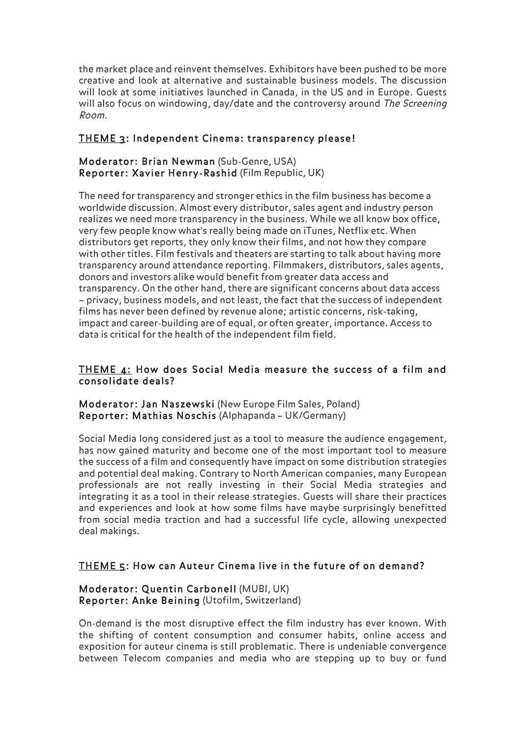the market place and reinvent themselves. Exhibitors have been pushed to be more creative and look at alternative and sustainable business models. The discussion will look at some initiatives launched in Canada, in the US and in Europe. Guests will also focus on windowing, day/date and the controversy around *The Screening Room*.

### THEME 3: Independent Cinema: transparency please!

**Moderator: Brian Newman** (Sub-Genre, USA)
**Reporter: Xavier Henry-Rashid** (Film Republic, UK)

The need for transparency and stronger ethics in the film business has become a worldwide discussion. Almost every distributor, sales agent and industry person realizes we need more transparency in the business. While we all know box office, very few people know what's really being made on iTunes, Netflix etc. When distributors get reports, they only know their films, and not how they compare with other titles. Film festivals and theaters are starting to talk about having more transparency around attendance reporting. Filmmakers, distributors, sales agents, donors and investors alike would benefit from greater data access and transparency. On the other hand, there are significant concerns about data access – privacy, business models, and not least, the fact that the success of independent films has never been defined by revenue alone; artistic concerns, risk-taking, impact and career-building are of equal, or often greater, importance. Access to data is critical for the health of the independent film field.

### THEME 4: How does Social Media measure the success of a film and consolidate deals?

**Moderator: Jan Naszewski** (New Europe Film Sales, Poland)
**Reporter: Mathias Noschis** (Alphapanda – UK/Germany)

Social Media long considered just as a tool to measure the audience engagement, has now gained maturity and become one of the most important tool to measure the success of a film and consequently have impact on some distribution strategies and potential deal making. Contrary to North American companies, many European professionals are not really investing in their Social Media strategies and integrating it as a tool in their release strategies. Guests will share their practices and experiences and look at how some films have maybe surprisingly benefitted from social media traction and had a successful life cycle, allowing unexpected deal makings.

### THEME 5: How can Auteur Cinema live in the future of on demand?

**Moderator: Quentin Carbonell** (MUBI, UK)
**Reporter: Anke Beining** (Utofilm, Switzerland)

On-demand is the most disruptive effect the film industry has ever known. With the shifting of content consumption and consumer habits, online access and exposition for auteur cinema is still problematic. There is undeniable convergence between Telecom companies and media who are stepping up to buy or fund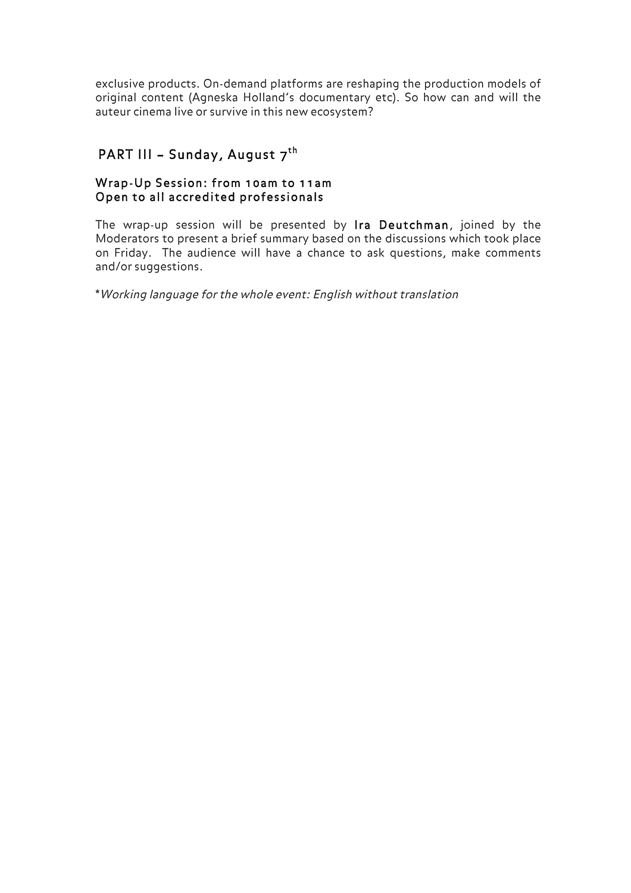exclusive products. On-demand platforms are reshaping the production models of original content (Agneska Holland's documentary etc). So how can and will the auteur cinema live or survive in this new ecosystem?

## PART III – Sunday, August 7th

### Wrap-Up Session: from 10am to 11am
### Open to all accredited professionals

The wrap-up session will be presented by **Ira Deutchman**, joined by the Moderators to present a brief summary based on the discussions which took place on Friday. The audience will have a chance to ask questions, make comments and/or suggestions.

**Working language for the whole event: English without translation*